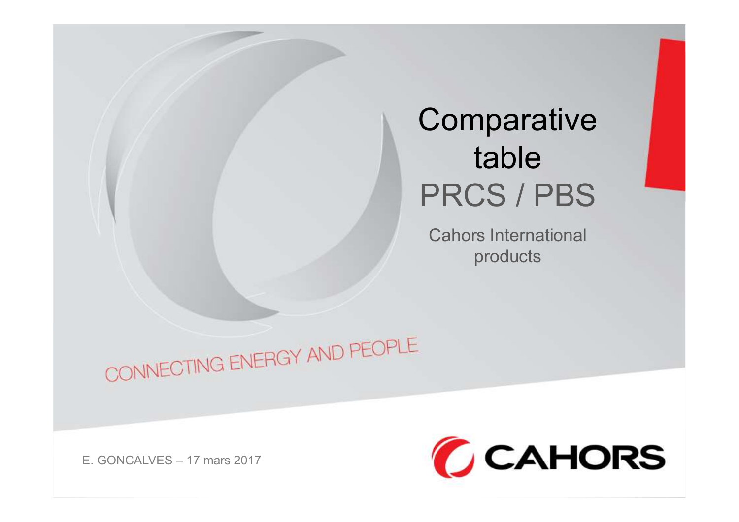# Comparative table PRCS / PBS

Cahors International products

CONNECTING ENERGY AND PEOPLE

E. GONCALVES – 17 mars 2017

CAHORS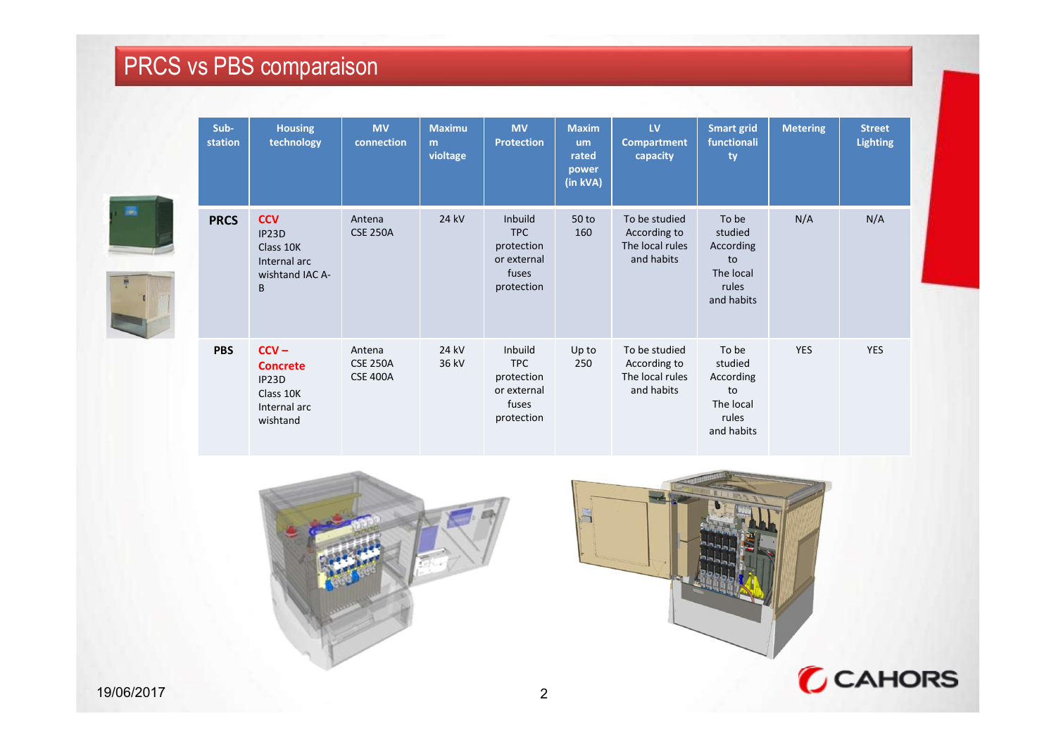# PRCS vs PBS comparaison

| Sub-station | Housing technology | MV connection | Maximum violtage | MV Protection | Maximum rated power (in kVA) | LV Compartment capacity | Smart grid functionality | Metering | Street Lighting |
|---|---|---|---|---|---|---|---|---|---|
| **PRCS** | **CCV** IP23D Class 10K Internal arc wishtand IAC A-B | Antena CSE 250A | 24 kV | Inbuild TPC protection or external fuses protection | 50 to 160 | To be studied According to The local rules and habits | To be studied According to The local rules and habits | N/A | N/A |
| **PBS** | **CCV – Concrete** IP23D Class 10K Internal arc wishtand | Antena CSE 250A CSE 400A | 24 kV 36 kV | Inbuild TPC protection or external fuses protection | Up to 250 | To be studied According to The local rules and habits | To be studied According to The local rules and habits | YES | YES |

19/06/2017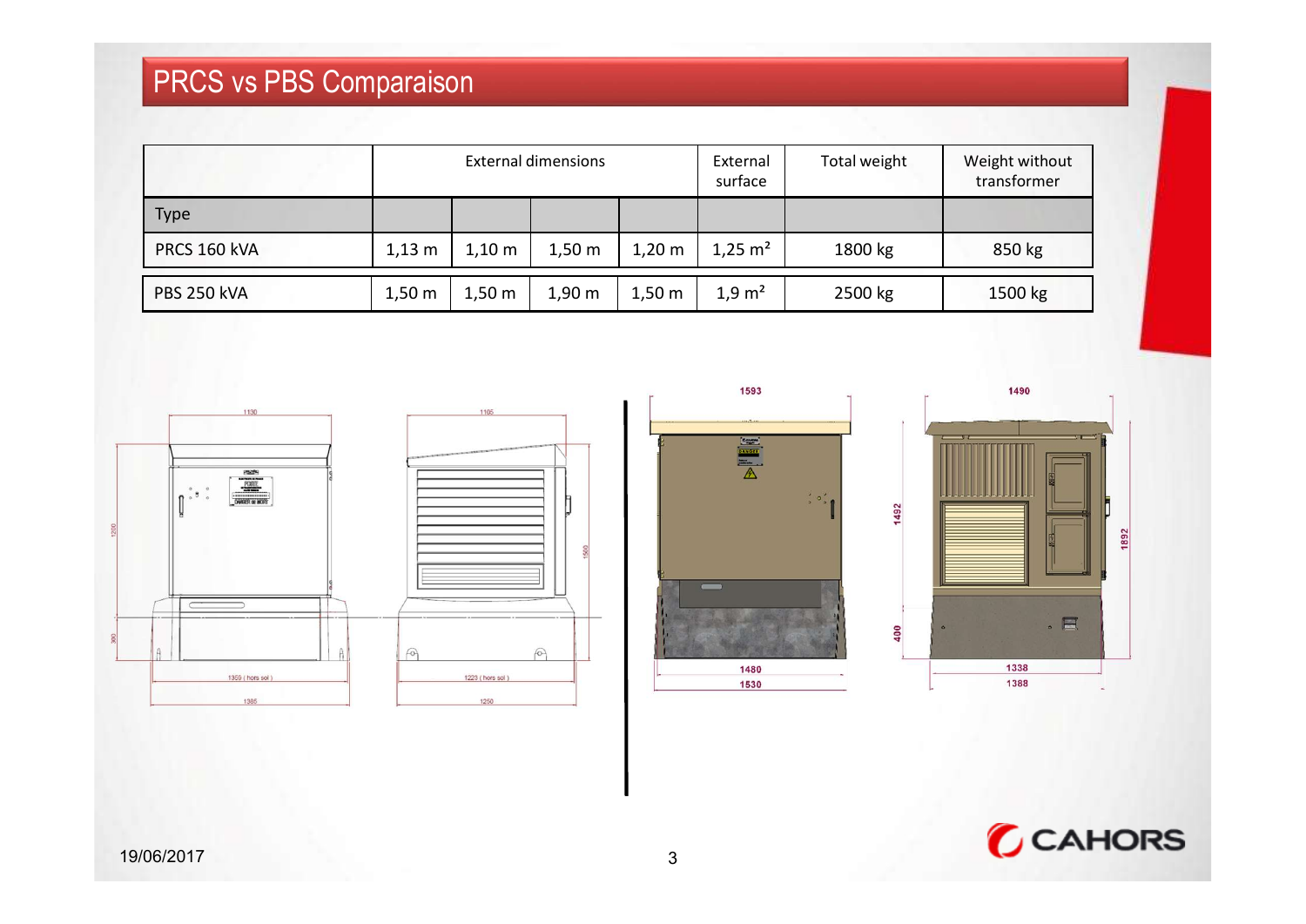# PRCS vs PBS Comparaison

| | External dimensions | | | | External surface | Total weight | Weight without transformer |
|---|---|---|---|---|---|---|---|
| Type | | | | | | | |
| PRCS 160 kVA | 1,13 m | 1,10 m | 1,50 m | 1,20 m | 1,25 m² | 1800 kg | 850 kg |
| PBS 250 kVA | 1,50 m | 1,50 m | 1,90 m | 1,50 m | 1,9 m² | 2500 kg | 1500 kg |

19/06/2017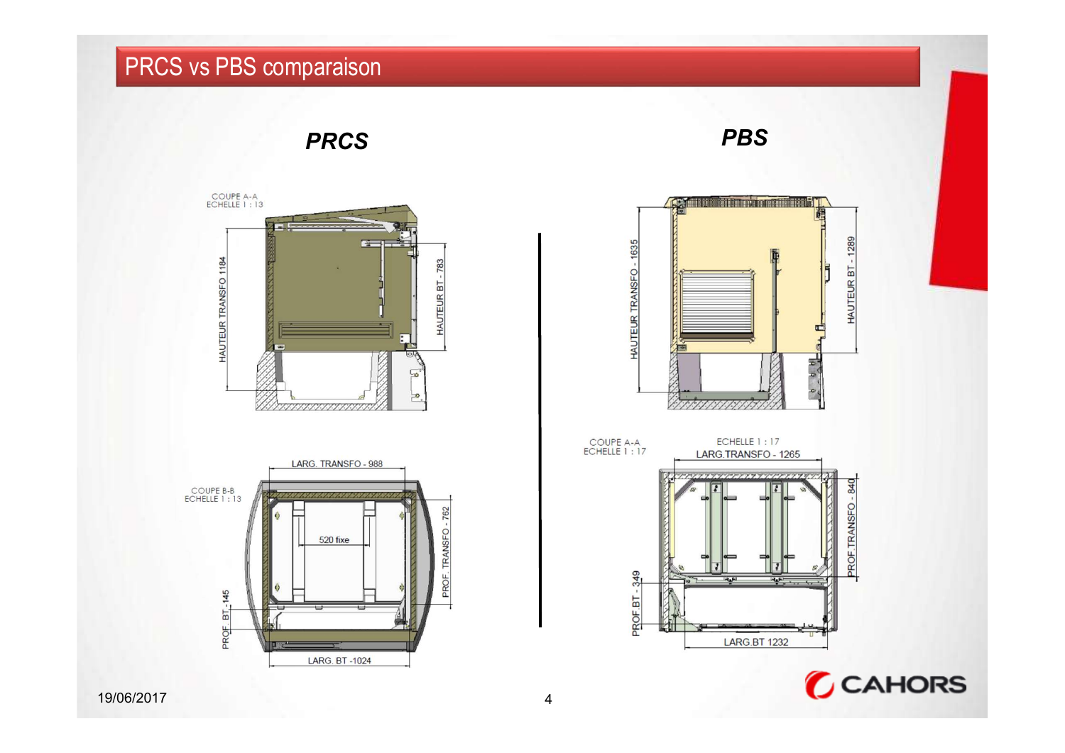# PRCS vs PBS comparaison

## PRCS

COUPE A-A
ECHELLE 1 : 13

HAUTEUR TRANSFO 1184

HAUTEUR BT - 783

COUPE B-B
ECHELLE 1 : 13

LARG. TRANSFO - 988

520 fixe

PROF. TRANSFO - 762

PROF. BT -145

LARG. BT -1024

## PBS

HAUTEUR TRANSFO - 1635

HAUTEUR BT - 1289

COUPE A-A
ECHELLE 1 : 17

ECHELLE 1 : 17

LARG.TRANSFO - 1265

PROF.TRANSFO - 840

PROF.BT - 349

LARG.BT 1232

19/06/2017

CAHORS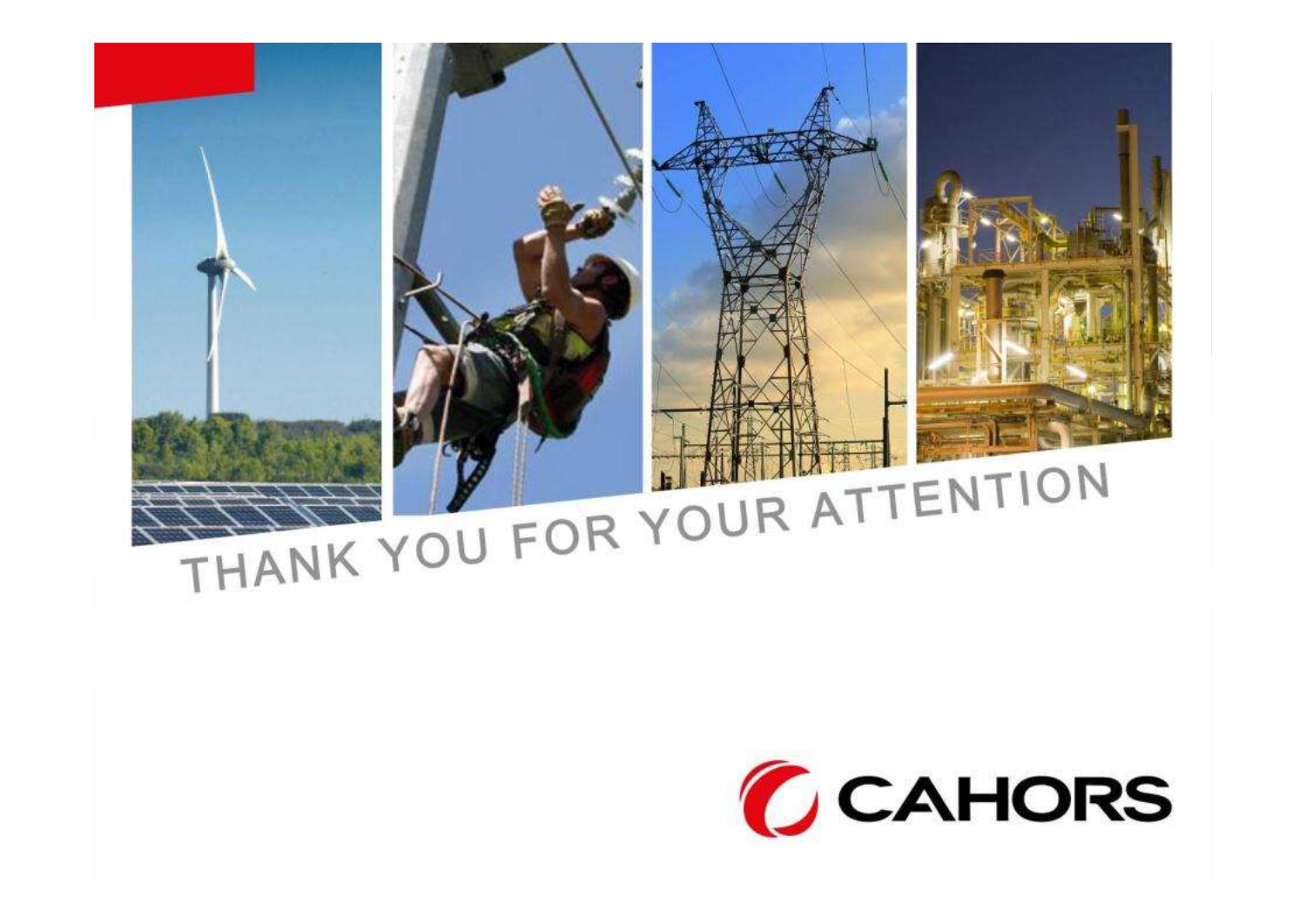THANK YOU FOR YOUR ATTENTION

CAHORS